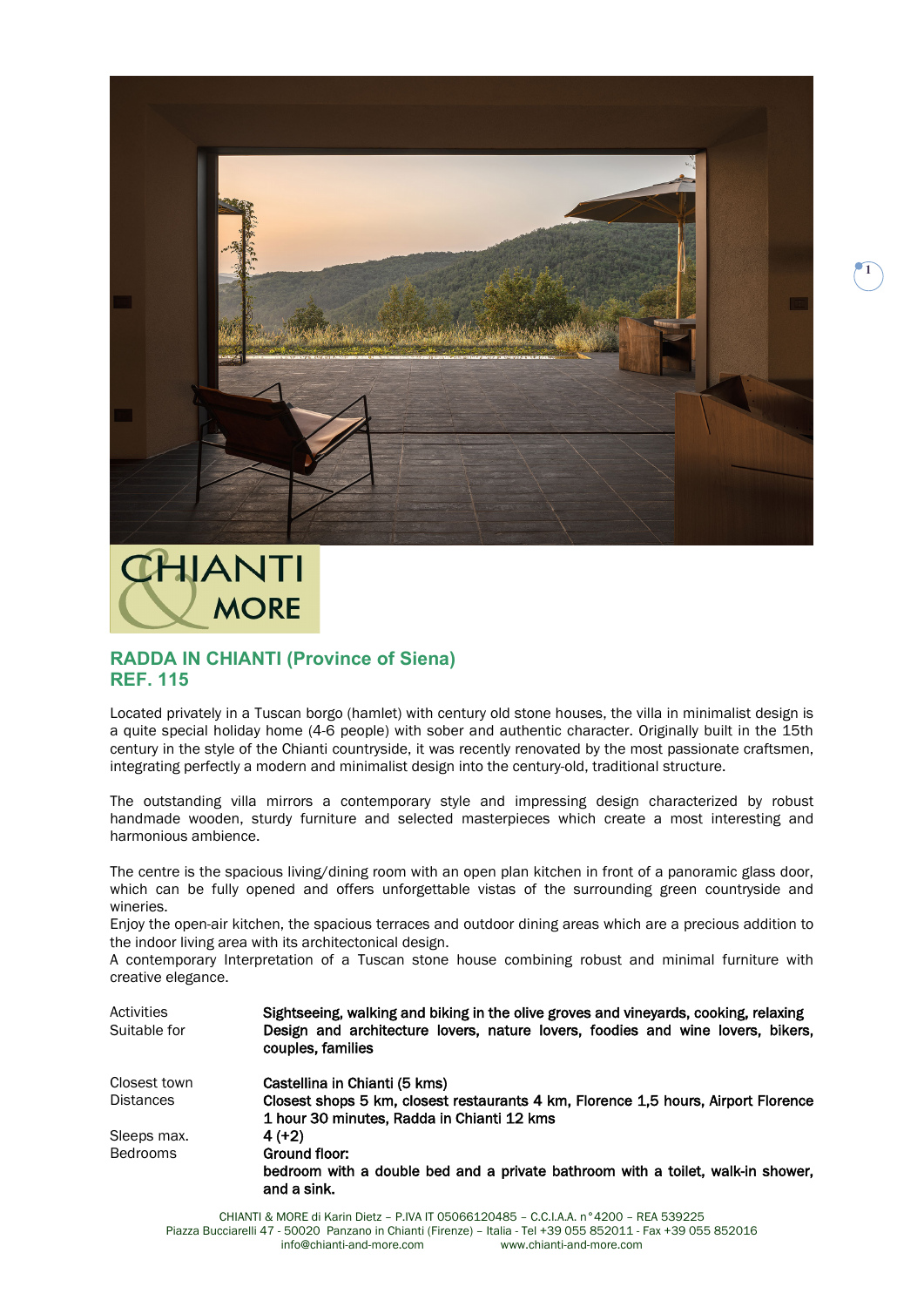## RADDA IN CHIANTI (Province of Siena)
## REF. 115

Located privately in a Tuscan borgo (hamlet) with century old stone houses, the villa in minimalist design is a quite special holiday home (4-6 people) with sober and authentic character. Originally built in the 15th century in the style of the Chianti countryside, it was recently renovated by the most passionate craftsmen, integrating perfectly a modern and minimalist design into the century-old, traditional structure.

The outstanding villa mirrors a contemporary style and impressing design characterized by robust handmade wooden, sturdy furniture and selected masterpieces which create a most interesting and harmonious ambience.

The centre is the spacious living/dining room with an open plan kitchen in front of a panoramic glass door, which can be fully opened and offers unforgettable vistas of the surrounding green countryside and wineries.
Enjoy the open-air kitchen, the spacious terraces and outdoor dining areas which are a precious addition to the indoor living area with its architectonical design.
A contemporary Interpretation of a Tuscan stone house combining robust and minimal furniture with creative elegance.

| | |
|---|---|
| Activities | **Sightseeing, walking and biking in the olive groves and vineyards, cooking, relaxing** |
| Suitable for | **Design and architecture lovers, nature lovers, foodies and wine lovers, bikers, couples, families** |
| Closest town | **Castellina in Chianti (5 kms)** |
| Distances | **Closest shops 5 km, closest restaurants 4 km, Florence 1,5 hours, Airport Florence 1 hour 30 minutes, Radda in Chianti 12 kms** |
| Sleeps max. | **4 (+2)** |
| Bedrooms | **Ground floor:**<br>**bedroom with a double bed and a private bathroom with a toilet, walk-in shower, and a sink.** |

CHIANTI & MORE di Karin Dietz – P.IVA IT 05066120485 – C.C.I.A.A. n°4200 – REA 539225
Piazza Bucciarelli 47 - 50020 Panzano in Chianti (Firenze) – Italia - Tel +39 055 852011 - Fax +39 055 852016
info@chianti-and-more.com www.chianti-and-more.com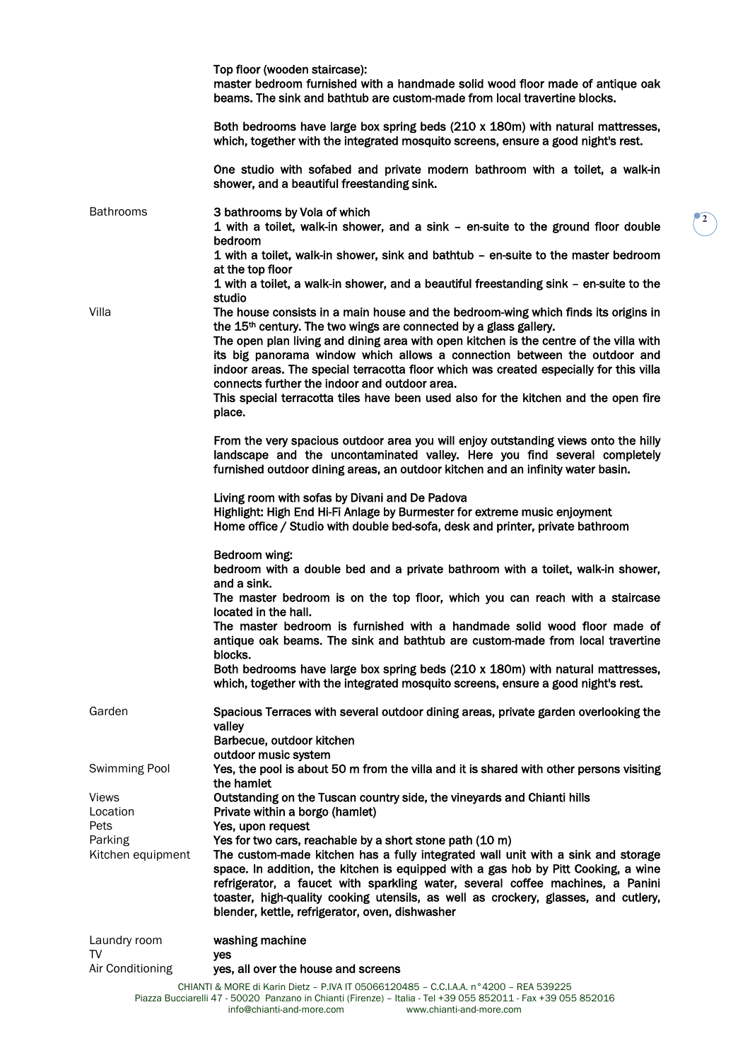| | |
|---|---|
| | Top floor (wooden staircase):<br>master bedroom furnished with a handmade solid wood floor made of antique oak beams. The sink and bathtub are custom-made from local travertine blocks.<br><br>Both bedrooms have large box spring beds (210 x 180m) with natural mattresses, which, together with the integrated mosquito screens, ensure a good night's rest.<br><br>One studio with sofabed and private modern bathroom with a toilet, a walk-in shower, and a beautiful freestanding sink. |
| Bathrooms | 3 bathrooms by Vola of which<br>1 with a toilet, walk-in shower, and a sink – en-suite to the ground floor double bedroom<br>1 with a toilet, walk-in shower, sink and bathtub – en-suite to the master bedroom at the top floor<br>1 with a toilet, a walk-in shower, and a beautiful freestanding sink – en-suite to the studio |
| Villa | The house consists in a main house and the bedroom-wing which finds its origins in the 15th century. The two wings are connected by a glass gallery.<br>The open plan living and dining area with open kitchen is the centre of the villa with its big panorama window which allows a connection between the outdoor and indoor areas. The special terracotta floor which was created especially for this villa connects further the indoor and outdoor area.<br>This special terracotta tiles have been used also for the kitchen and the open fire place.<br><br>From the very spacious outdoor area you will enjoy outstanding views onto the hilly landscape and the uncontaminated valley. Here you find several completely furnished outdoor dining areas, an outdoor kitchen and an infinity water basin.<br><br>Living room with sofas by Divani and De Padova<br>Highlight: High End Hi-Fi Anlage by Burmester for extreme music enjoyment<br>Home office / Studio with double bed-sofa, desk and printer, private bathroom<br><br>Bedroom wing:<br>bedroom with a double bed and a private bathroom with a toilet, walk-in shower, and a sink.<br>The master bedroom is on the top floor, which you can reach with a staircase located in the hall.<br>The master bedroom is furnished with a handmade solid wood floor made of antique oak beams. The sink and bathtub are custom-made from local travertine blocks.<br>Both bedrooms have large box spring beds (210 x 180m) with natural mattresses, which, together with the integrated mosquito screens, ensure a good night's rest. |
| Garden | Spacious Terraces with several outdoor dining areas, private garden overlooking the valley<br>Barbecue, outdoor kitchen<br>outdoor music system |
| Swimming Pool | Yes, the pool is about 50 m from the villa and it is shared with other persons visiting the hamlet |
| Views | Outstanding on the Tuscan country side, the vineyards and Chianti hills |
| Location | Private within a borgo (hamlet) |
| Pets | Yes, upon request |
| Parking | Yes for two cars, reachable by a short stone path (10 m) |
| Kitchen equipment | The custom-made kitchen has a fully integrated wall unit with a sink and storage space. In addition, the kitchen is equipped with a gas hob by Pitt Cooking, a wine refrigerator, a faucet with sparkling water, several coffee machines, a Panini toaster, high-quality cooking utensils, as well as crockery, glasses, and cutlery, blender, kettle, refrigerator, oven, dishwasher |
| Laundry room | washing machine |
| TV | yes |
| Air Conditioning | yes, all over the house and screens |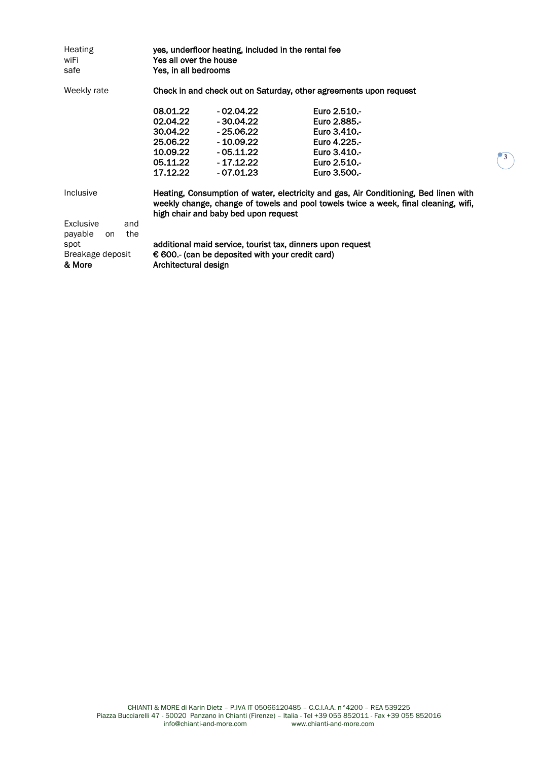| | |
|---|---|
| Heating | yes, underfloor heating, included in the rental fee |
| wiFi | Yes all over the house |
| safe | Yes, in all bedrooms |
| Weekly rate | Check in and check out on Saturday, other agreements upon request |

| | | |
|---|---|---|
| 08.01.22 | - 02.04.22 | Euro 2.510.- |
| 02.04.22 | - 30.04.22 | Euro 2.885.- |
| 30.04.22 | - 25.06.22 | Euro 3.410.- |
| 25.06.22 | - 10.09.22 | Euro 4.225.- |
| 10.09.22 | - 05.11.22 | Euro 3.410.- |
| 05.11.22 | - 17.12.22 | Euro 2.510.- |
| 17.12.22 | - 07.01.23 | Euro 3.500.- |

| | |
|---|---|
| Inclusive | Heating, Consumption of water, electricity and gas, Air Conditioning, Bed linen with weekly change, change of towels and pool towels twice a week, final cleaning, wifi, high chair and baby bed upon request |
| Exclusive and payable on the spot | additional maid service, tourist tax, dinners upon request |
| Breakage deposit | € 600.- (can be deposited with your credit card) |
| **& More** | Architectural design |

CHIANTI & MORE di Karin Dietz – P.IVA IT 05066120485 – C.C.I.A.A. n°4200 – REA 539225
Piazza Bucciarelli 47 - 50020 Panzano in Chianti (Firenze) – Italia - Tel +39 055 852011 - Fax +39 055 852016
info@chianti-and-more.com www.chianti-and-more.com